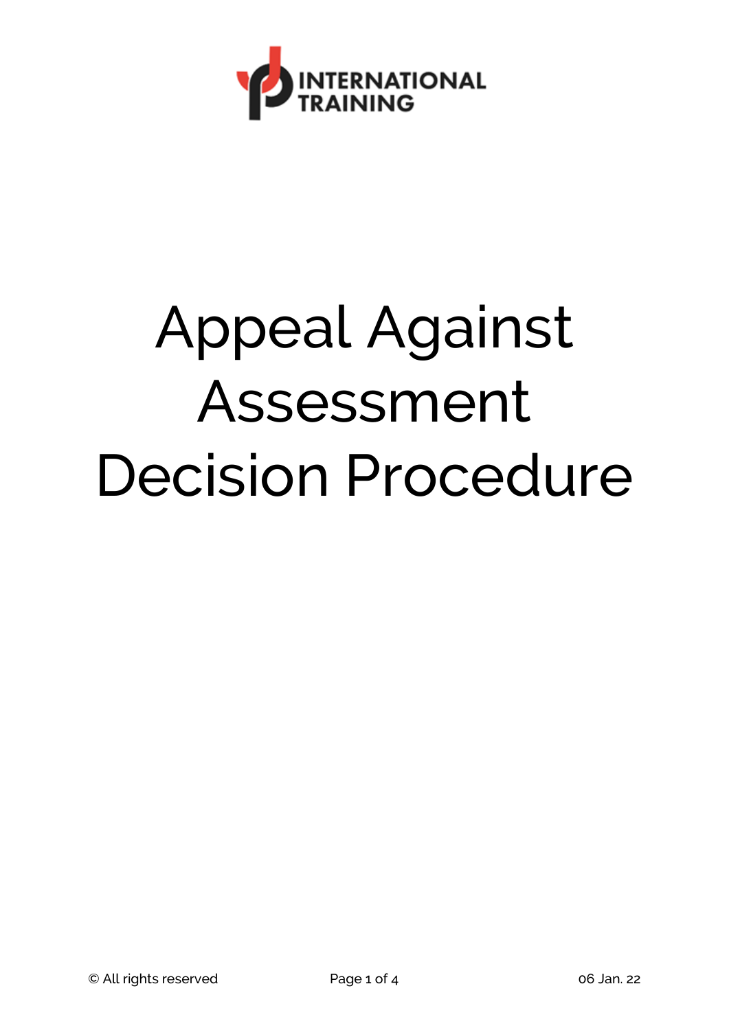INTERNATIONAL TRAINING

# Appeal Against Assessment Decision Procedure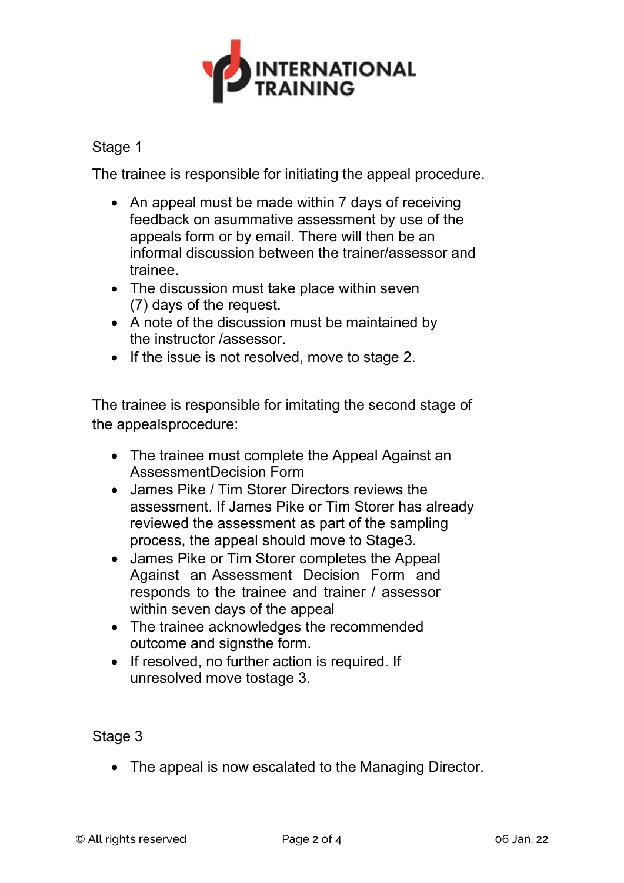Stage 1

The trainee is responsible for initiating the appeal procedure.

- An appeal must be made within 7 days of receiving feedback on asummative assessment by use of the appeals form or by email. There will then be an informal discussion between the trainer/assessor and trainee.
- The discussion must take place within seven (7) days of the request.
- A note of the discussion must be maintained by the instructor /assessor.
- If the issue is not resolved, move to stage 2.

The trainee is responsible for imitating the second stage of the appealsprocedure:

- The trainee must complete the Appeal Against an AssessmentDecision Form
- James Pike / Tim Storer Directors reviews the assessment. If James Pike or Tim Storer has already reviewed the assessment as part of the sampling process, the appeal should move to Stage3.
- James Pike or Tim Storer completes the Appeal Against an Assessment Decision Form and responds to the trainee and trainer / assessor within seven days of the appeal
- The trainee acknowledges the recommended outcome and signsthe form.
- If resolved, no further action is required. If unresolved move tostage 3.

Stage 3

- The appeal is now escalated to the Managing Director.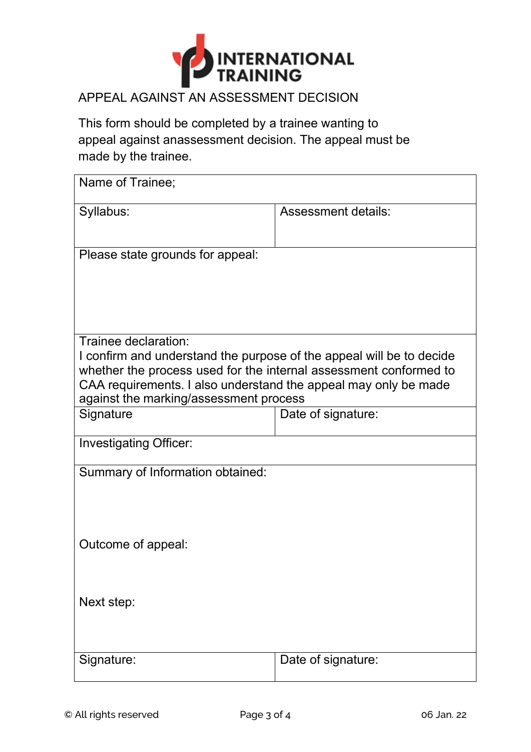INTERNATIONAL TRAINING

# APPEAL AGAINST AN ASSESSMENT DECISION

This form should be completed by a trainee wanting to appeal against anassessment decision. The appeal must be made by the trainee.

| Name of Trainee; | |
|---|---|
| Syllabus: | Assessment details: |
| Please state grounds for appeal: | |
| Trainee declaration:<br>I confirm and understand the purpose of the appeal will be to decide whether the process used for the internal assessment conformed to CAA requirements. I also understand the appeal may only be made against the marking/assessment process | |
| Signature | Date of signature: |
| Investigating Officer: | |
| Summary of Information obtained:<br><br>Outcome of appeal:<br><br>Next step: | |
| Signature: | Date of signature: |

© All rights reserved

06 Jan. 22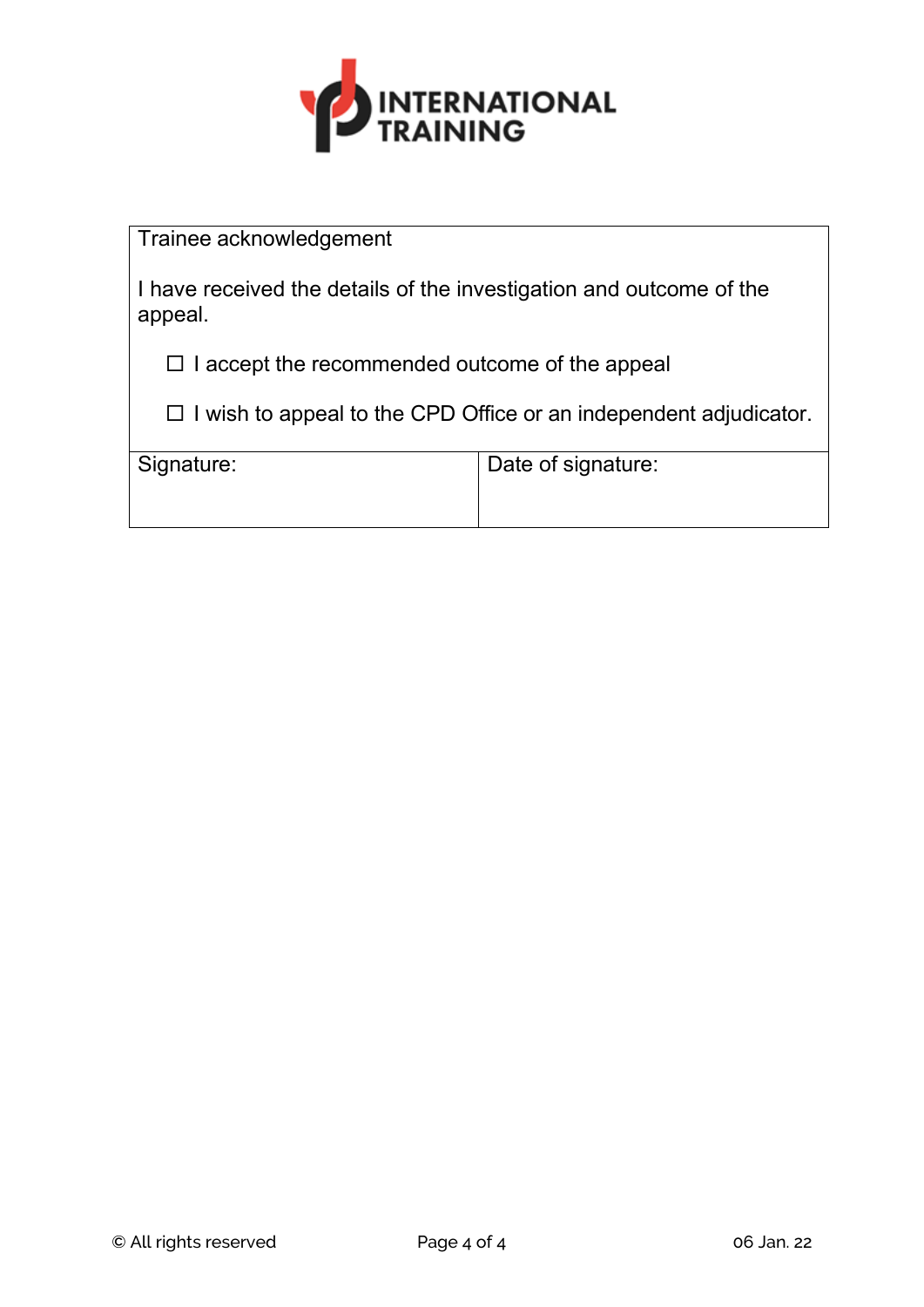| | |
|---|---|
| Trainee acknowledgement<br><br>I have received the details of the investigation and outcome of the appeal.<br><br>☐ I accept the recommended outcome of the appeal<br><br>☐ I wish to appeal to the CPD Office or an independent adjudicator. | |
| Signature: | Date of signature: |

© All rights reserved